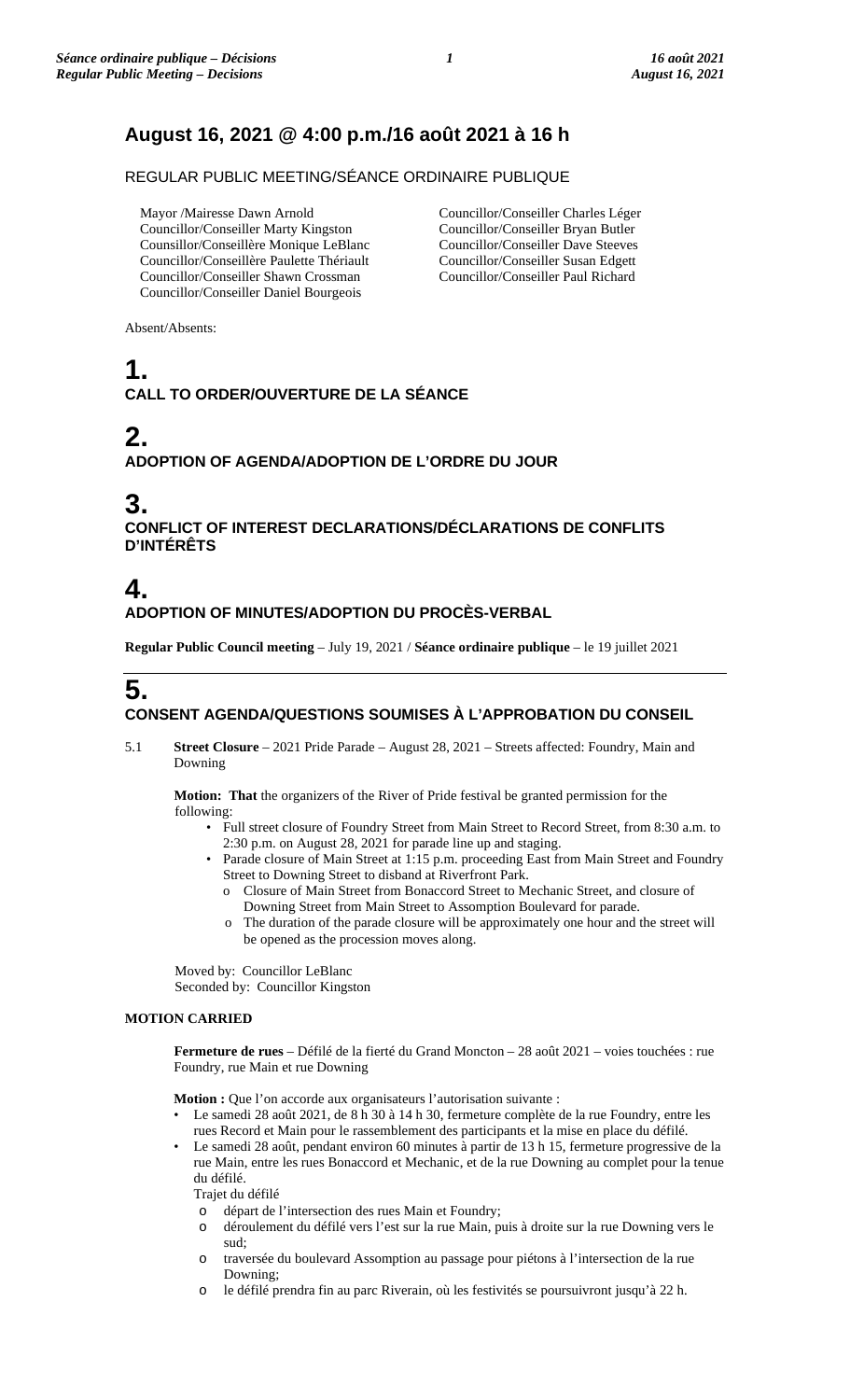# August 16, 2021 @ 4:00 p.m./16 août 2021 à 16 h

REGULAR PUBLIC MEETING/SÉANCE ORDINAIRE PUBLIQUE

Mayor /Mairesse Dawn Arnold
Councillor/Conseiller Marty Kingston
Counsillor/Conseillère Monique LeBlanc
Councillor/Conseillère Paulette Thériault
Councillor/Conseiller Shawn Crossman
Councillor/Conseiller Daniel Bourgeois
Councillor/Conseiller Charles Léger
Councillor/Conseiller Bryan Butler
Councillor/Conseiller Dave Steeves
Councillor/Conseiller Susan Edgett
Councillor/Conseiller Paul Richard

Absent/Absents:

## 1.
## CALL TO ORDER/OUVERTURE DE LA SÉANCE

## 2.
## ADOPTION OF AGENDA/ADOPTION DE L'ORDRE DU JOUR

## 3.
## CONFLICT OF INTEREST DECLARATIONS/DÉCLARATIONS DE CONFLITS D'INTÉRÊTS

## 4.
## ADOPTION OF MINUTES/ADOPTION DU PROCÈS-VERBAL

**Regular Public Council meeting** – July 19, 2021 / **Séance ordinaire publique** – le 19 juillet 2021

## 5.
## CONSENT AGENDA/QUESTIONS SOUMISES À L'APPROBATION DU CONSEIL

5.1 **Street Closure** – 2021 Pride Parade – August 28, 2021 – Streets affected: Foundry, Main and Downing

**Motion: That** the organizers of the River of Pride festival be granted permission for the following:

- Full street closure of Foundry Street from Main Street to Record Street, from 8:30 a.m. to 2:30 p.m. on August 28, 2021 for parade line up and staging.
- Parade closure of Main Street at 1:15 p.m. proceeding East from Main Street and Foundry Street to Downing Street to disband at Riverfront Park.
  - o Closure of Main Street from Bonaccord Street to Mechanic Street, and closure of Downing Street from Main Street to Assomption Boulevard for parade.
  - o The duration of the parade closure will be approximately one hour and the street will be opened as the procession moves along.

Moved by: Councillor LeBlanc
Seconded by: Councillor Kingston

**MOTION CARRIED**

**Fermeture de rues** – Défilé de la fierté du Grand Moncton – 28 août 2021 – voies touchées : rue Foundry, rue Main et rue Downing

**Motion :** Que l'on accorde aux organisateurs l'autorisation suivante :

- Le samedi 28 août 2021, de 8 h 30 à 14 h 30, fermeture complète de la rue Foundry, entre les rues Record et Main pour le rassemblement des participants et la mise en place du défilé.
- Le samedi 28 août, pendant environ 60 minutes à partir de 13 h 15, fermeture progressive de la rue Main, entre les rues Bonaccord et Mechanic, et de la rue Downing au complet pour la tenue du défilé.

  Trajet du défilé
  - o départ de l'intersection des rues Main et Foundry;
  - o déroulement du défilé vers l'est sur la rue Main, puis à droite sur la rue Downing vers le sud;
  - o traversée du boulevard Assomption au passage pour piétons à l'intersection de la rue Downing;
  - o le défilé prendra fin au parc Riverain, où les festivités se poursuivront jusqu'à 22 h.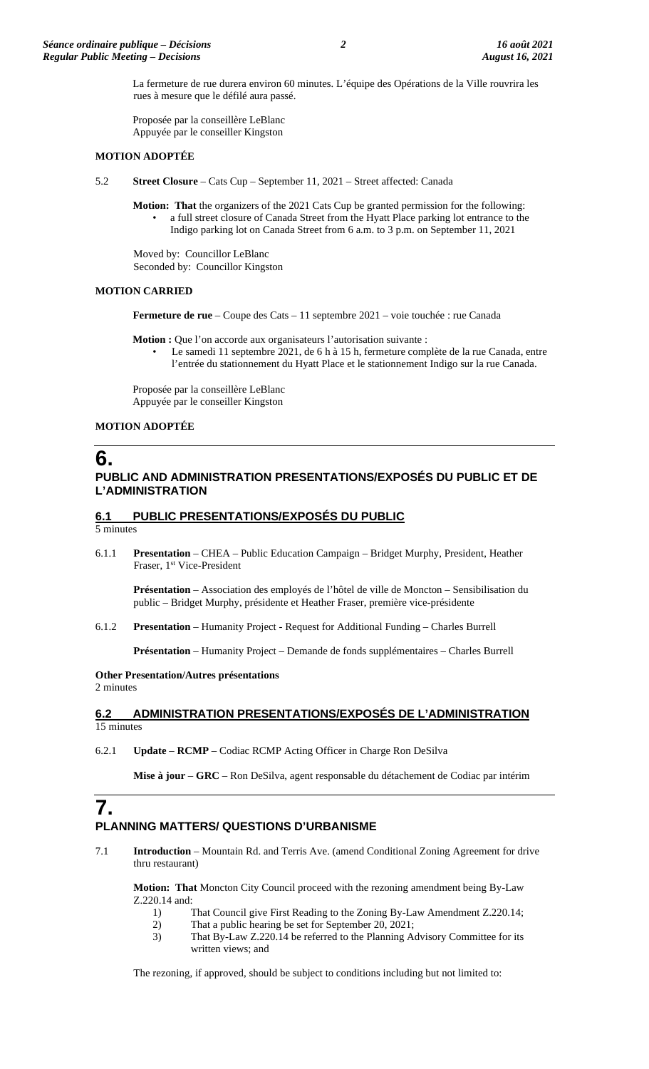La fermeture de rue durera environ 60 minutes. L'équipe des Opérations de la Ville rouvrira les rues à mesure que le défilé aura passé.

Proposée par la conseillère LeBlanc
Appuyée par le conseiller Kingston

**MOTION ADOPTÉE**

5.2 **Street Closure** – Cats Cup – September 11, 2021 – Street affected: Canada

**Motion: That** the organizers of the 2021 Cats Cup be granted permission for the following:

- a full street closure of Canada Street from the Hyatt Place parking lot entrance to the Indigo parking lot on Canada Street from 6 a.m. to 3 p.m. on September 11, 2021

Moved by: Councillor LeBlanc
Seconded by: Councillor Kingston

**MOTION CARRIED**

**Fermeture de rue** – Coupe des Cats – 11 septembre 2021 – voie touchée : rue Canada

**Motion :** Que l'on accorde aux organisateurs l'autorisation suivante :

- Le samedi 11 septembre 2021, de 6 h à 15 h, fermeture complète de la rue Canada, entre l'entrée du stationnement du Hyatt Place et le stationnement Indigo sur la rue Canada.

Proposée par la conseillère LeBlanc
Appuyée par le conseiller Kingston

**MOTION ADOPTÉE**

# 6. PUBLIC AND ADMINISTRATION PRESENTATIONS/EXPOSÉS DU PUBLIC ET DE L'ADMINISTRATION

## 6.1 PUBLIC PRESENTATIONS/EXPOSÉS DU PUBLIC

5 minutes

6.1.1 **Presentation** – CHEA – Public Education Campaign – Bridget Murphy, President, Heather Fraser, 1st Vice-President

**Présentation** – Association des employés de l'hôtel de ville de Moncton – Sensibilisation du public – Bridget Murphy, présidente et Heather Fraser, première vice-présidente

6.1.2 **Presentation** – Humanity Project - Request for Additional Funding – Charles Burrell

**Présentation** – Humanity Project – Demande de fonds supplémentaires – Charles Burrell

**Other Presentation/Autres présentations**
2 minutes

## 6.2 ADMINISTRATION PRESENTATIONS/EXPOSÉS DE L'ADMINISTRATION

15 minutes

6.2.1 **Update** – **RCMP** – Codiac RCMP Acting Officer in Charge Ron DeSilva

**Mise à jour** – **GRC** – Ron DeSilva, agent responsable du détachement de Codiac par intérim

# 7. PLANNING MATTERS/ QUESTIONS D'URBANISME

7.1 **Introduction** – Mountain Rd. and Terris Ave. (amend Conditional Zoning Agreement for drive thru restaurant)

**Motion: That** Moncton City Council proceed with the rezoning amendment being By-Law Z.220.14 and:

1) That Council give First Reading to the Zoning By-Law Amendment Z.220.14;
2) That a public hearing be set for September 20, 2021;
3) That By-Law Z.220.14 be referred to the Planning Advisory Committee for its written views; and

The rezoning, if approved, should be subject to conditions including but not limited to: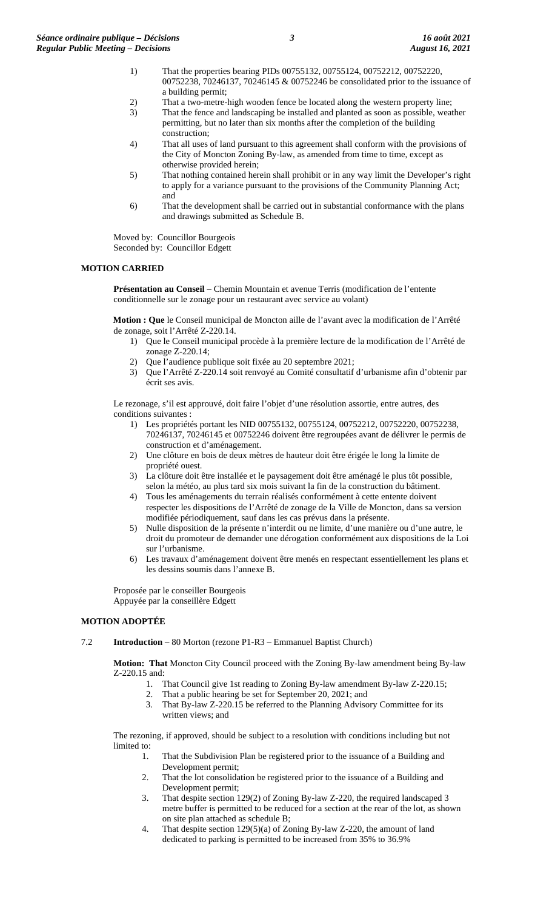1) That the properties bearing PIDs 00755132, 00755124, 00752212, 00752220, 00752238, 70246137, 70246145 & 00752246 be consolidated prior to the issuance of a building permit;
2) That a two-metre-high wooden fence be located along the western property line;
3) That the fence and landscaping be installed and planted as soon as possible, weather permitting, but no later than six months after the completion of the building construction;
4) That all uses of land pursuant to this agreement shall conform with the provisions of the City of Moncton Zoning By-law, as amended from time to time, except as otherwise provided herein;
5) That nothing contained herein shall prohibit or in any way limit the Developer's right to apply for a variance pursuant to the provisions of the Community Planning Act; and
6) That the development shall be carried out in substantial conformance with the plans and drawings submitted as Schedule B.

Moved by: Councillor Bourgeois
Seconded by: Councillor Edgett

**MOTION CARRIED**

**Présentation au Conseil** – Chemin Mountain et avenue Terris (modification de l'entente conditionnelle sur le zonage pour un restaurant avec service au volant)

**Motion : Que** le Conseil municipal de Moncton aille de l'avant avec la modification de l'Arrêté de zonage, soit l'Arrêté Z-220.14.

1) Que le Conseil municipal procède à la première lecture de la modification de l'Arrêté de zonage Z-220.14;
2) Que l'audience publique soit fixée au 20 septembre 2021;
3) Que l'Arrêté Z-220.14 soit renvoyé au Comité consultatif d'urbanisme afin d'obtenir par écrit ses avis.

Le rezonage, s'il est approuvé, doit faire l'objet d'une résolution assortie, entre autres, des conditions suivantes :

1) Les propriétés portant les NID 00755132, 00755124, 00752212, 00752220, 00752238, 70246137, 70246145 et 00752246 doivent être regroupées avant de délivrer le permis de construction et d'aménagement.
2) Une clôture en bois de deux mètres de hauteur doit être érigée le long la limite de propriété ouest.
3) La clôture doit être installée et le paysagement doit être aménagé le plus tôt possible, selon la météo, au plus tard six mois suivant la fin de la construction du bâtiment.
4) Tous les aménagements du terrain réalisés conformément à cette entente doivent respecter les dispositions de l'Arrêté de zonage de la Ville de Moncton, dans sa version modifiée périodiquement, sauf dans les cas prévus dans la présente.
5) Nulle disposition de la présente n'interdit ou ne limite, d'une manière ou d'une autre, le droit du promoteur de demander une dérogation conformément aux dispositions de la Loi sur l'urbanisme.
6) Les travaux d'aménagement doivent être menés en respectant essentiellement les plans et les dessins soumis dans l'annexe B.

Proposée par le conseiller Bourgeois
Appuyée par la conseillère Edgett

**MOTION ADOPTÉE**

7.2 **Introduction** – 80 Morton (rezone P1-R3 – Emmanuel Baptist Church)

**Motion: That** Moncton City Council proceed with the Zoning By-law amendment being By-law Z-220.15 and:

1. That Council give 1st reading to Zoning By-law amendment By-law Z-220.15;
2. That a public hearing be set for September 20, 2021; and
3. That By-law Z-220.15 be referred to the Planning Advisory Committee for its written views; and

The rezoning, if approved, should be subject to a resolution with conditions including but not limited to:

1. That the Subdivision Plan be registered prior to the issuance of a Building and Development permit;
2. That the lot consolidation be registered prior to the issuance of a Building and Development permit;
3. That despite section 129(2) of Zoning By-law Z-220, the required landscaped 3 metre buffer is permitted to be reduced for a section at the rear of the lot, as shown on site plan attached as schedule B;
4. That despite section 129(5)(a) of Zoning By-law Z-220, the amount of land dedicated to parking is permitted to be increased from 35% to 36.9%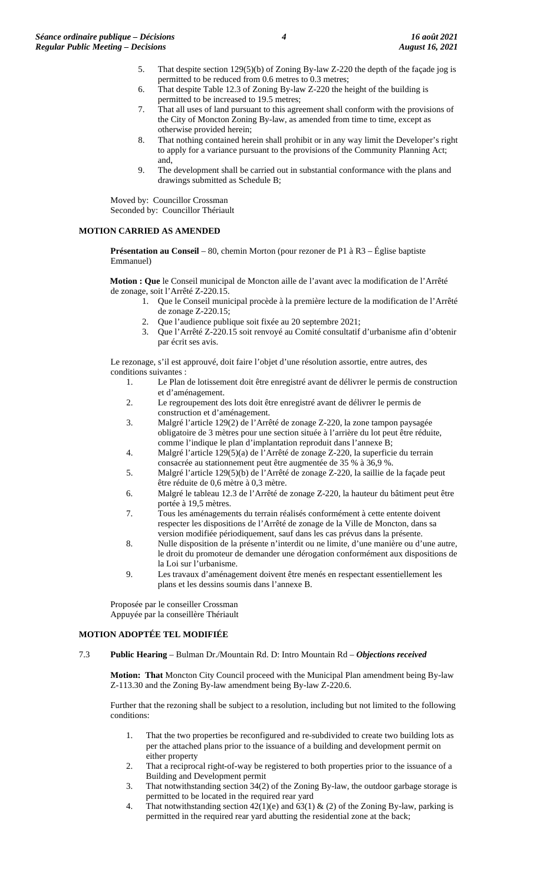5. That despite section 129(5)(b) of Zoning By-law Z-220 the depth of the façade jog is permitted to be reduced from 0.6 metres to 0.3 metres;
6. That despite Table 12.3 of Zoning By-law Z-220 the height of the building is permitted to be increased to 19.5 metres;
7. That all uses of land pursuant to this agreement shall conform with the provisions of the City of Moncton Zoning By-law, as amended from time to time, except as otherwise provided herein;
8. That nothing contained herein shall prohibit or in any way limit the Developer's right to apply for a variance pursuant to the provisions of the Community Planning Act; and,
9. The development shall be carried out in substantial conformance with the plans and drawings submitted as Schedule B;

Moved by: Councillor Crossman
Seconded by: Councillor Thériault

**MOTION CARRIED AS AMENDED**

**Présentation au Conseil** – 80, chemin Morton (pour rezoner de P1 à R3 – Église baptiste Emmanuel)

**Motion : Que** le Conseil municipal de Moncton aille de l'avant avec la modification de l'Arrêté de zonage, soit l'Arrêté Z-220.15.

1. Que le Conseil municipal procède à la première lecture de la modification de l'Arrêté de zonage Z-220.15;
2. Que l'audience publique soit fixée au 20 septembre 2021;
3. Que l'Arrêté Z-220.15 soit renvoyé au Comité consultatif d'urbanisme afin d'obtenir par écrit ses avis.

Le rezonage, s'il est approuvé, doit faire l'objet d'une résolution assortie, entre autres, des conditions suivantes :

1. Le Plan de lotissement doit être enregistré avant de délivrer le permis de construction et d'aménagement.
2. Le regroupement des lots doit être enregistré avant de délivrer le permis de construction et d'aménagement.
3. Malgré l'article 129(2) de l'Arrêté de zonage Z-220, la zone tampon paysagée obligatoire de 3 mètres pour une section située à l'arrière du lot peut être réduite, comme l'indique le plan d'implantation reproduit dans l'annexe B;
4. Malgré l'article 129(5)(a) de l'Arrêté de zonage Z-220, la superficie du terrain consacrée au stationnement peut être augmentée de 35 % à 36,9 %.
5. Malgré l'article 129(5)(b) de l'Arrêté de zonage Z-220, la saillie de la façade peut être réduite de 0,6 mètre à 0,3 mètre.
6. Malgré le tableau 12.3 de l'Arrêté de zonage Z-220, la hauteur du bâtiment peut être portée à 19,5 mètres.
7. Tous les aménagements du terrain réalisés conformément à cette entente doivent respecter les dispositions de l'Arrêté de zonage de la Ville de Moncton, dans sa version modifiée périodiquement, sauf dans les cas prévus dans la présente.
8. Nulle disposition de la présente n'interdit ou ne limite, d'une manière ou d'une autre, le droit du promoteur de demander une dérogation conformément aux dispositions de la Loi sur l'urbanisme.
9. Les travaux d'aménagement doivent être menés en respectant essentiellement les plans et les dessins soumis dans l'annexe B.

Proposée par le conseiller Crossman
Appuyée par la conseillère Thériault

**MOTION ADOPTÉE TEL MODIFIÉE**

7.3 **Public Hearing** – Bulman Dr./Mountain Rd. D: Intro Mountain Rd – ***Objections received***

**Motion: That** Moncton City Council proceed with the Municipal Plan amendment being By-law Z-113.30 and the Zoning By-law amendment being By-law Z-220.6.

Further that the rezoning shall be subject to a resolution, including but not limited to the following conditions:

1. That the two properties be reconfigured and re-subdivided to create two building lots as per the attached plans prior to the issuance of a building and development permit on either property
2. That a reciprocal right-of-way be registered to both properties prior to the issuance of a Building and Development permit
3. That notwithstanding section 34(2) of the Zoning By-law, the outdoor garbage storage is permitted to be located in the required rear yard
4. That notwithstanding section 42(1)(e) and 63(1) & (2) of the Zoning By-law, parking is permitted in the required rear yard abutting the residential zone at the back;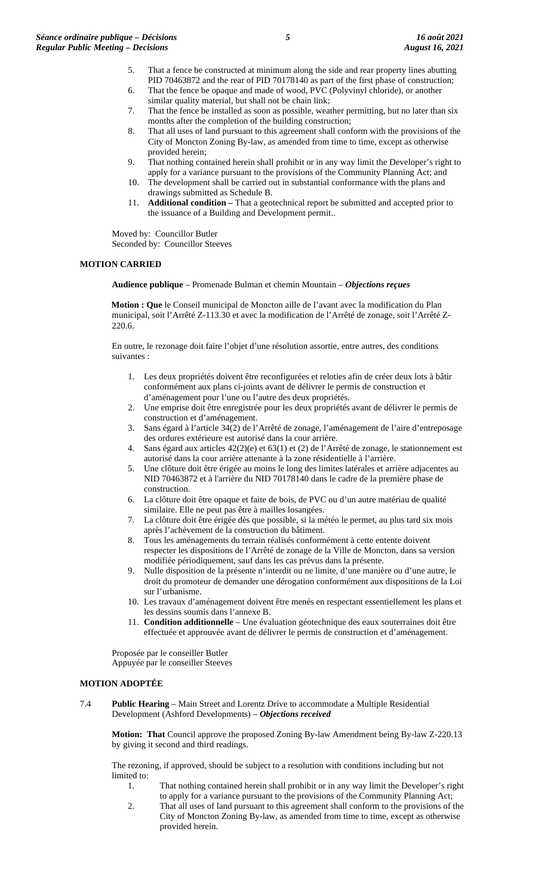5. That a fence be constructed at minimum along the side and rear property lines abutting PID 70463872 and the rear of PID 70178140 as part of the first phase of construction;
6. That the fence be opaque and made of wood, PVC (Polyvinyl chloride), or another similar quality material, but shall not be chain link;
7. That the fence be installed as soon as possible, weather permitting, but no later than six months after the completion of the building construction;
8. That all uses of land pursuant to this agreement shall conform with the provisions of the City of Moncton Zoning By-law, as amended from time to time, except as otherwise provided herein;
9. That nothing contained herein shall prohibit or in any way limit the Developer's right to apply for a variance pursuant to the provisions of the Community Planning Act; and
10. The development shall be carried out in substantial conformance with the plans and drawings submitted as Schedule B.
11. **Additional condition –** That a geotechnical report be submitted and accepted prior to the issuance of a Building and Development permit..

Moved by: Councillor Butler
Seconded by: Councillor Steeves

**MOTION CARRIED**

**Audience publique** – Promenade Bulman et chemin Mountain – ***Objections reçues***

**Motion : Que** le Conseil municipal de Moncton aille de l'avant avec la modification du Plan municipal, soit l'Arrêté Z-113.30 et avec la modification de l'Arrêté de zonage, soit l'Arrêté Z-220.6.

En outre, le rezonage doit faire l'objet d'une résolution assortie, entre autres, des conditions suivantes :

1. Les deux propriétés doivent être reconfigurées et reloties afin de créer deux lots à bâtir conformément aux plans ci-joints avant de délivrer le permis de construction et d'aménagement pour l'une ou l'autre des deux propriétés.
2. Une emprise doit être enregistrée pour les deux propriétés avant de délivrer le permis de construction et d'aménagement.
3. Sans égard à l'article 34(2) de l'Arrêté de zonage, l'aménagement de l'aire d'entreposage des ordures extérieure est autorisé dans la cour arrière.
4. Sans égard aux articles 42(2)(e) et 63(1) et (2) de l'Arrêté de zonage, le stationnement est autorisé dans la cour arrière attenante à la zone résidentielle à l'arrière.
5. Une clôture doit être érigée au moins le long des limites latérales et arrière adjacentes au NID 70463872 et à l'arrière du NID 70178140 dans le cadre de la première phase de construction.
6. La clôture doit être opaque et faite de bois, de PVC ou d'un autre matériau de qualité similaire. Elle ne peut pas être à mailles losangées.
7. La clôture doit être érigée dès que possible, si la météo le permet, au plus tard six mois après l'achèvement de la construction du bâtiment.
8. Tous les aménagements du terrain réalisés conformément à cette entente doivent respecter les dispositions de l'Arrêté de zonage de la Ville de Moncton, dans sa version modifiée périodiquement, sauf dans les cas prévus dans la présente.
9. Nulle disposition de la présente n'interdit ou ne limite, d'une manière ou d'une autre, le droit du promoteur de demander une dérogation conformément aux dispositions de la Loi sur l'urbanisme.
10. Les travaux d'aménagement doivent être menés en respectant essentiellement les plans et les dessins soumis dans l'annexe B.
11. **Condition additionnelle** – Une évaluation géotechnique des eaux souterraines doit être effectuée et approuvée avant de délivrer le permis de construction et d'aménagement.

Proposée par le conseiller Butler
Appuyée par le conseiller Steeves

**MOTION ADOPTÉE**

7.4 **Public Hearing** – Main Street and Lorentz Drive to accommodate a Multiple Residential Development (Ashford Developments) – ***Objections received***

**Motion: That** Council approve the proposed Zoning By-law Amendment being By-law Z-220.13 by giving it second and third readings.

The rezoning, if approved, should be subject to a resolution with conditions including but not limited to:

1. That nothing contained herein shall prohibit or in any way limit the Developer's right to apply for a variance pursuant to the provisions of the Community Planning Act;
2. That all uses of land pursuant to this agreement shall conform to the provisions of the City of Moncton Zoning By-law, as amended from time to time, except as otherwise provided herein.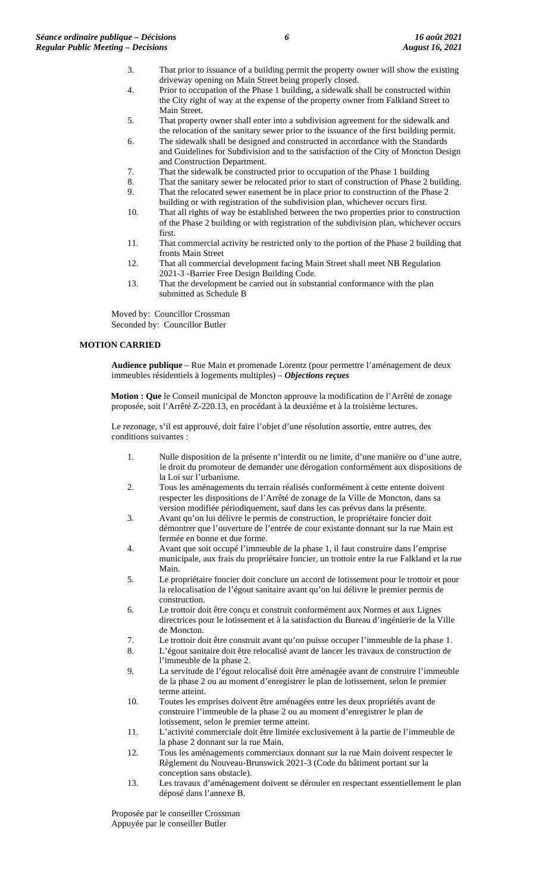3. That prior to issuance of a building permit the property owner will show the existing driveway opening on Main Street being properly closed.
4. Prior to occupation of the Phase 1 building, a sidewalk shall be constructed within the City right of way at the expense of the property owner from Falkland Street to Main Street.
5. That property owner shall enter into a subdivision agreement for the sidewalk and the relocation of the sanitary sewer prior to the issuance of the first building permit.
6. The sidewalk shall be designed and constructed in accordance with the Standards and Guidelines for Subdivision and to the satisfaction of the City of Moncton Design and Construction Department.
7. That the sidewalk be constructed prior to occupation of the Phase 1 building
8. That the sanitary sewer be relocated prior to start of construction of Phase 2 building.
9. That the relocated sewer easement be in place prior to construction of the Phase 2 building or with registration of the subdivision plan, whichever occurs first.
10. That all rights of way be established between the two properties prior to construction of the Phase 2 building or with registration of the subdivision plan, whichever occurs first.
11. That commercial activity be restricted only to the portion of the Phase 2 building that fronts Main Street
12. That all commercial development facing Main Street shall meet NB Regulation 2021-3 -Barrier Free Design Building Code.
13. That the development be carried out in substantial conformance with the plan submitted as Schedule B

Moved by: Councillor Crossman
Seconded by: Councillor Butler

**MOTION CARRIED**

**Audience publique** – Rue Main et promenade Lorentz (pour permettre l'aménagement de deux immeubles résidentiels à logements multiples) – ***Objections reçues***

**Motion : Que** le Conseil municipal de Moncton approuve la modification de l'Arrêté de zonage proposée, soit l'Arrêté Z-220.13, en procédant à la deuxième et à la troisième lectures.

Le rezonage, s'il est approuvé, doit faire l'objet d'une résolution assortie, entre autres, des conditions suivantes :

1. Nulle disposition de la présente n'interdit ou ne limite, d'une manière ou d'une autre, le droit du promoteur de demander une dérogation conformément aux dispositions de la Loi sur l'urbanisme.
2. Tous les aménagements du terrain réalisés conformément à cette entente doivent respecter les dispositions de l'Arrêté de zonage de la Ville de Moncton, dans sa version modifiée périodiquement, sauf dans les cas prévus dans la présente.
3. Avant qu'on lui délivre le permis de construction, le propriétaire foncier doit démontrer que l'ouverture de l'entrée de cour existante donnant sur la rue Main est fermée en bonne et due forme.
4. Avant que soit occupé l'immeuble de la phase 1, il faut construire dans l'emprise municipale, aux frais du propriétaire foncier, un trottoir entre la rue Falkland et la rue Main.
5. Le propriétaire foncier doit conclure un accord de lotissement pour le trottoir et pour la relocalisation de l'égout sanitaire avant qu'on lui délivre le premier permis de construction.
6. Le trottoir doit être conçu et construit conformément aux Normes et aux Lignes directrices pour le lotissement et à la satisfaction du Bureau d'ingénierie de la Ville de Moncton.
7. Le trottoir doit être construit avant qu'on puisse occuper l'immeuble de la phase 1.
8. L'égout sanitaire doit être relocalisé avant de lancer les travaux de construction de l'immeuble de la phase 2.
9. La servitude de l'égout relocalisé doit être aménagée avant de construire l'immeuble de la phase 2 ou au moment d'enregistrer le plan de lotissement, selon le premier terme atteint.
10. Toutes les emprises doivent être aménagées entre les deux propriétés avant de construire l'immeuble de la phase 2 ou au moment d'enregistrer le plan de lotissement, selon le premier terme atteint.
11. L'activité commerciale doit être limitée exclusivement à la partie de l'immeuble de la phase 2 donnant sur la rue Main.
12. Tous les aménagements commerciaux donnant sur la rue Main doivent respecter le Règlement du Nouveau-Brunswick 2021-3 (Code du bâtiment portant sur la conception sans obstacle).
13. Les travaux d'aménagement doivent se dérouler en respectant essentiellement le plan déposé dans l'annexe B.

Proposée par le conseiller Crossman
Appuyée par le conseiller Butler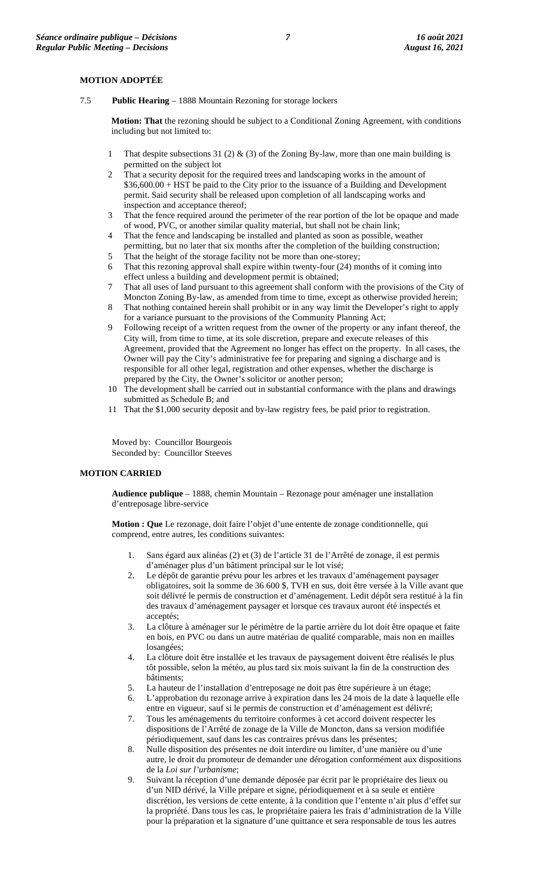**MOTION ADOPTÉE**

7.5 **Public Hearing** – 1888 Mountain Rezoning for storage lockers

**Motion: That** the rezoning should be subject to a Conditional Zoning Agreement, with conditions including but not limited to:

1. That despite subsections 31 (2) & (3) of the Zoning By-law, more than one main building is permitted on the subject lot
2. That a security deposit for the required trees and landscaping works in the amount of $36,600.00 + HST be paid to the City prior to the issuance of a Building and Development permit. Said security shall be released upon completion of all landscaping works and inspection and acceptance thereof;
3. That the fence required around the perimeter of the rear portion of the lot be opaque and made of wood, PVC, or another similar quality material, but shall not be chain link;
4. That the fence and landscaping be installed and planted as soon as possible, weather permitting, but no later that six months after the completion of the building construction;
5. That the height of the storage facility not be more than one-storey;
6. That this rezoning approval shall expire within twenty-four (24) months of it coming into effect unless a building and development permit is obtained;
7. That all uses of land pursuant to this agreement shall conform with the provisions of the City of Moncton Zoning By-law, as amended from time to time, except as otherwise provided herein;
8. That nothing contained herein shall prohibit or in any way limit the Developer's right to apply for a variance pursuant to the provisions of the Community Planning Act;
9. Following receipt of a written request from the owner of the property or any infant thereof, the City will, from time to time, at its sole discretion, prepare and execute releases of this Agreement, provided that the Agreement no longer has effect on the property. In all cases, the Owner will pay the City's administrative fee for preparing and signing a discharge and is responsible for all other legal, registration and other expenses, whether the discharge is prepared by the City, the Owner's solicitor or another person;
10. The development shall be carried out in substantial conformance with the plans and drawings submitted as Schedule B; and
11. That the $1,000 security deposit and by-law registry fees, be paid prior to registration.

Moved by: Councillor Bourgeois
Seconded by: Councillor Steeves

**MOTION CARRIED**

**Audience publique** – 1888, chemin Mountain – Rezonage pour aménager une installation d'entreposage libre-service

**Motion : Que** Le rezonage, doit faire l'objet d'une entente de zonage conditionnelle, qui comprend, entre autres, les conditions suivantes:

1. Sans égard aux alinéas (2) et (3) de l'article 31 de l'Arrêté de zonage, il est permis d'aménager plus d'un bâtiment principal sur le lot visé;
2. Le dépôt de garantie prévu pour les arbres et les travaux d'aménagement paysager obligatoires, soit la somme de 36 600 $, TVH en sus, doit être versée à la Ville avant que soit délivré le permis de construction et d'aménagement. Ledit dépôt sera restitué à la fin des travaux d'aménagement paysager et lorsque ces travaux auront été inspectés et acceptés;
3. La clôture à aménager sur le périmètre de la partie arrière du lot doit être opaque et faite en bois, en PVC ou dans un autre matériau de qualité comparable, mais non en mailles losangées;
4. La clôture doit être installée et les travaux de paysagement doivent être réalisés le plus tôt possible, selon la météo, au plus tard six mois suivant la fin de la construction des bâtiments;
5. La hauteur de l'installation d'entreposage ne doit pas être supérieure à un étage;
6. L'approbation du rezonage arrive à expiration dans les 24 mois de la date à laquelle elle entre en vigueur, sauf si le permis de construction et d'aménagement est délivré;
7. Tous les aménagements du territoire conformes à cet accord doivent respecter les dispositions de l'Arrêté de zonage de la Ville de Moncton, dans sa version modifiée périodiquement, sauf dans les cas contraires prévus dans les présentes;
8. Nulle disposition des présentes ne doit interdire ou limiter, d'une manière ou d'une autre, le droit du promoteur de demander une dérogation conformément aux dispositions de la *Loi sur l'urbanisme*;
9. Suivant la réception d'une demande déposée par écrit par le propriétaire des lieux ou d'un NID dérivé, la Ville prépare et signe, périodiquement et à sa seule et entière discrétion, les versions de cette entente, à la condition que l'entente n'ait plus d'effet sur la propriété. Dans tous les cas, le propriétaire paiera les frais d'administration de la Ville pour la préparation et la signature d'une quittance et sera responsable de tous les autres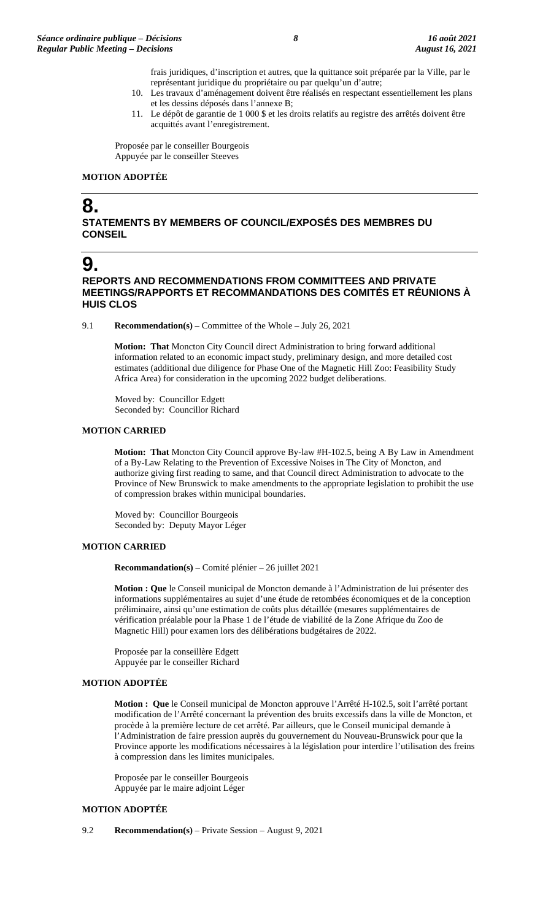frais juridiques, d'inscription et autres, que la quittance soit préparée par la Ville, par le représentant juridique du propriétaire ou par quelqu'un d'autre;

10. Les travaux d'aménagement doivent être réalisés en respectant essentiellement les plans et les dessins déposés dans l'annexe B;
11. Le dépôt de garantie de 1 000 $ et les droits relatifs au registre des arrêtés doivent être acquittés avant l'enregistrement.

Proposée par le conseiller Bourgeois
Appuyée par le conseiller Steeves

**MOTION ADOPTÉE**

# 8.

## STATEMENTS BY MEMBERS OF COUNCIL/EXPOSÉS DES MEMBRES DU CONSEIL

# 9.

## REPORTS AND RECOMMENDATIONS FROM COMMITTEES AND PRIVATE MEETINGS/RAPPORTS ET RECOMMANDATIONS DES COMITÉS ET RÉUNIONS À HUIS CLOS

9.1 **Recommendation(s)** – Committee of the Whole – July 26, 2021

**Motion: That** Moncton City Council direct Administration to bring forward additional information related to an economic impact study, preliminary design, and more detailed cost estimates (additional due diligence for Phase One of the Magnetic Hill Zoo: Feasibility Study Africa Area) for consideration in the upcoming 2022 budget deliberations.

Moved by: Councillor Edgett
Seconded by: Councillor Richard

**MOTION CARRIED**

**Motion: That** Moncton City Council approve By-law #H-102.5, being A By Law in Amendment of a By-Law Relating to the Prevention of Excessive Noises in The City of Moncton, and authorize giving first reading to same, and that Council direct Administration to advocate to the Province of New Brunswick to make amendments to the appropriate legislation to prohibit the use of compression brakes within municipal boundaries.

Moved by: Councillor Bourgeois
Seconded by: Deputy Mayor Léger

**MOTION CARRIED**

**Recommandation(s)** – Comité plénier – 26 juillet 2021

**Motion : Que** le Conseil municipal de Moncton demande à l'Administration de lui présenter des informations supplémentaires au sujet d'une étude de retombées économiques et de la conception préliminaire, ainsi qu'une estimation de coûts plus détaillée (mesures supplémentaires de vérification préalable pour la Phase 1 de l'étude de viabilité de la Zone Afrique du Zoo de Magnetic Hill) pour examen lors des délibérations budgétaires de 2022.

Proposée par la conseillère Edgett
Appuyée par le conseiller Richard

**MOTION ADOPTÉE**

**Motion : Que** le Conseil municipal de Moncton approuve l'Arrêté H-102.5, soit l'arrêté portant modification de l'Arrêté concernant la prévention des bruits excessifs dans la ville de Moncton, et procède à la première lecture de cet arrêté. Par ailleurs, que le Conseil municipal demande à l'Administration de faire pression auprès du gouvernement du Nouveau-Brunswick pour que la Province apporte les modifications nécessaires à la législation pour interdire l'utilisation des freins à compression dans les limites municipales.

Proposée par le conseiller Bourgeois
Appuyée par le maire adjoint Léger

**MOTION ADOPTÉE**

9.2 **Recommendation(s)** – Private Session – August 9, 2021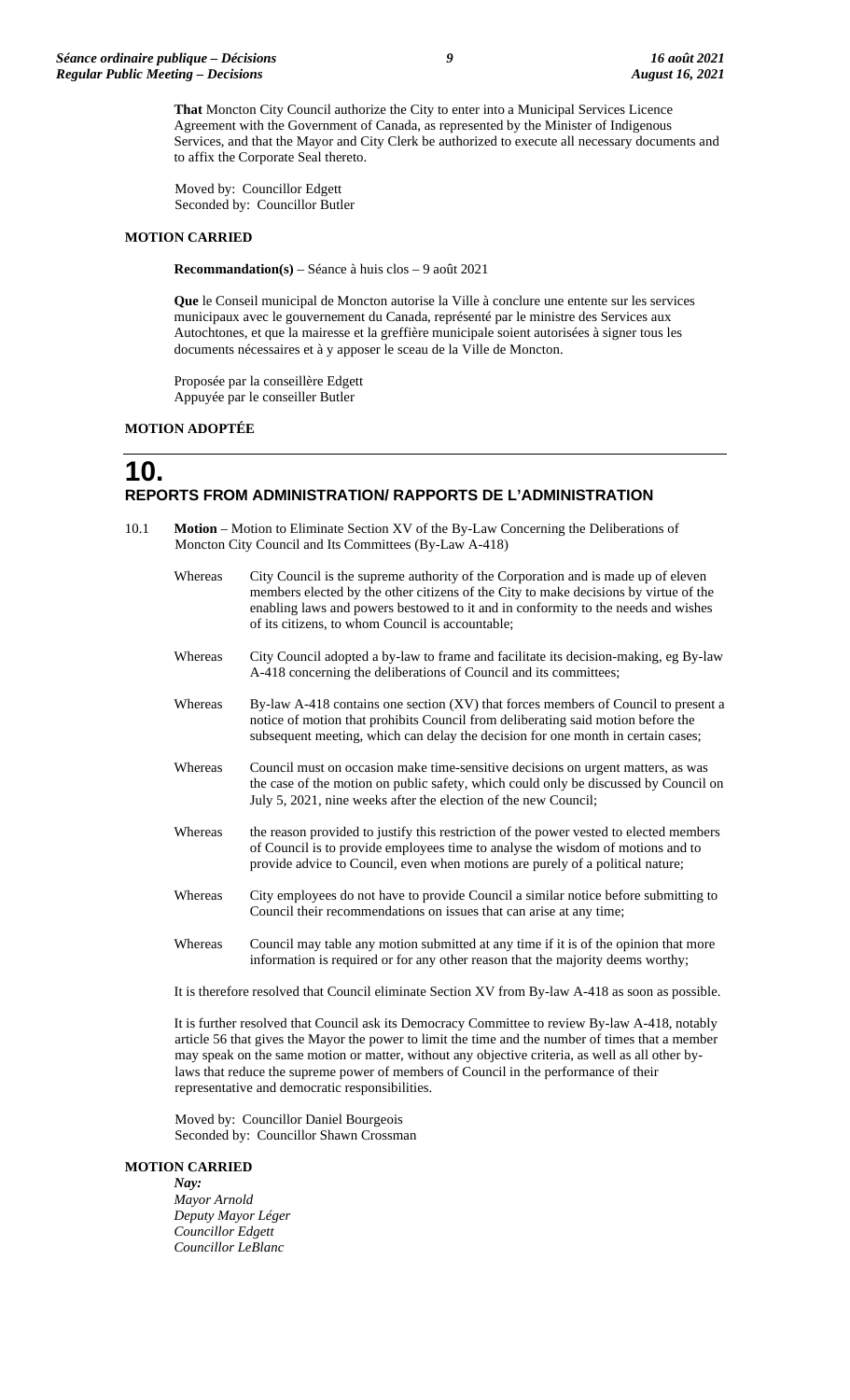**That** Moncton City Council authorize the City to enter into a Municipal Services Licence Agreement with the Government of Canada, as represented by the Minister of Indigenous Services, and that the Mayor and City Clerk be authorized to execute all necessary documents and to affix the Corporate Seal thereto.

Moved by: Councillor Edgett
Seconded by: Councillor Butler

**MOTION CARRIED**

**Recommandation(s)** – Séance à huis clos – 9 août 2021

**Que** le Conseil municipal de Moncton autorise la Ville à conclure une entente sur les services municipaux avec le gouvernement du Canada, représenté par le ministre des Services aux Autochtones, et que la mairesse et la greffière municipale soient autorisées à signer tous les documents nécessaires et à y apposer le sceau de la Ville de Moncton.

Proposée par la conseillère Edgett
Appuyée par le conseiller Butler

**MOTION ADOPTÉE**

# 10. REPORTS FROM ADMINISTRATION/ RAPPORTS DE L'ADMINISTRATION

10.1 **Motion** – Motion to Eliminate Section XV of the By-Law Concerning the Deliberations of Moncton City Council and Its Committees (By-Law A-418)

Whereas City Council is the supreme authority of the Corporation and is made up of eleven members elected by the other citizens of the City to make decisions by virtue of the enabling laws and powers bestowed to it and in conformity to the needs and wishes of its citizens, to whom Council is accountable;

Whereas City Council adopted a by-law to frame and facilitate its decision-making, eg By-law A-418 concerning the deliberations of Council and its committees;

Whereas By-law A-418 contains one section (XV) that forces members of Council to present a notice of motion that prohibits Council from deliberating said motion before the subsequent meeting, which can delay the decision for one month in certain cases;

Whereas Council must on occasion make time-sensitive decisions on urgent matters, as was the case of the motion on public safety, which could only be discussed by Council on July 5, 2021, nine weeks after the election of the new Council;

Whereas the reason provided to justify this restriction of the power vested to elected members of Council is to provide employees time to analyse the wisdom of motions and to provide advice to Council, even when motions are purely of a political nature;

Whereas City employees do not have to provide Council a similar notice before submitting to Council their recommendations on issues that can arise at any time;

Whereas Council may table any motion submitted at any time if it is of the opinion that more information is required or for any other reason that the majority deems worthy;

It is therefore resolved that Council eliminate Section XV from By-law A-418 as soon as possible.

It is further resolved that Council ask its Democracy Committee to review By-law A-418, notably article 56 that gives the Mayor the power to limit the time and the number of times that a member may speak on the same motion or matter, without any objective criteria, as well as all other by-laws that reduce the supreme power of members of Council in the performance of their representative and democratic responsibilities.

Moved by: Councillor Daniel Bourgeois
Seconded by: Councillor Shawn Crossman

**MOTION CARRIED**

***Nay:***
*Mayor Arnold*
*Deputy Mayor Léger*
*Councillor Edgett*
*Councillor LeBlanc*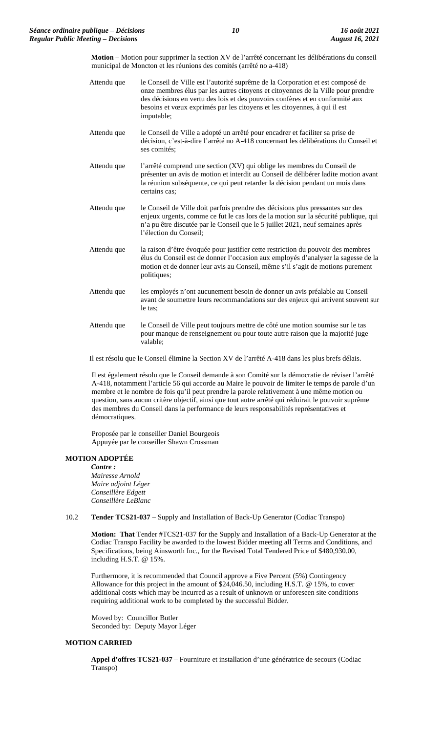**Motion** – Motion pour supprimer la section XV de l'arrêté concernant les délibérations du conseil municipal de Moncton et les réunions des comités (arrêté no a-418)

Attendu que le Conseil de Ville est l'autorité suprême de la Corporation et est composé de onze membres élus par les autres citoyens et citoyennes de la Ville pour prendre des décisions en vertu des lois et des pouvoirs confères et en conformité aux besoins et vœux exprimés par les citoyens et les citoyennes, à qui il est imputable;

Attendu que le Conseil de Ville a adopté un arrêté pour encadrer et faciliter sa prise de décision, c'est-à-dire l'arrêté no A-418 concernant les délibérations du Conseil et ses comités;

Attendu que l'arrêté comprend une section (XV) qui oblige les membres du Conseil de présenter un avis de motion et interdit au Conseil de délibérer ladite motion avant la réunion subséquente, ce qui peut retarder la décision pendant un mois dans certains cas;

Attendu que le Conseil de Ville doit parfois prendre des décisions plus pressantes sur des enjeux urgents, comme ce fut le cas lors de la motion sur la sécurité publique, qui n'a pu être discutée par le Conseil que le 5 juillet 2021, neuf semaines après l'élection du Conseil;

Attendu que la raison d'être évoquée pour justifier cette restriction du pouvoir des membres élus du Conseil est de donner l'occasion aux employés d'analyser la sagesse de la motion et de donner leur avis au Conseil, même s'il s'agit de motions purement politiques;

Attendu que les employés n'ont aucunement besoin de donner un avis préalable au Conseil avant de soumettre leurs recommandations sur des enjeux qui arrivent souvent sur le tas;

Attendu que le Conseil de Ville peut toujours mettre de côté une motion soumise sur le tas pour manque de renseignement ou pour toute autre raison que la majorité juge valable;

Il est résolu que le Conseil élimine la Section XV de l'arrêté A-418 dans les plus brefs délais.

Il est également résolu que le Conseil demande à son Comité sur la démocratie de réviser l'arrêté A-418, notamment l'article 56 qui accorde au Maire le pouvoir de limiter le temps de parole d'un membre et le nombre de fois qu'il peut prendre la parole relativement à une même motion ou question, sans aucun critère objectif, ainsi que tout autre arrêté qui réduirait le pouvoir suprême des membres du Conseil dans la performance de leurs responsabilités représentatives et démocratiques.

Proposée par le conseiller Daniel Bourgeois
Appuyée par le conseiller Shawn Crossman

**MOTION ADOPTÉE**

***Contre :***
*Mairesse Arnold*
*Maire adjoint Léger*
*Conseillère Edgett*
*Conseillère LeBlanc*

10.2 **Tender TCS21-037** – Supply and Installation of Back-Up Generator (Codiac Transpo)

**Motion: That** Tender #TCS21-037 for the Supply and Installation of a Back-Up Generator at the Codiac Transpo Facility be awarded to the lowest Bidder meeting all Terms and Conditions, and Specifications, being Ainsworth Inc., for the Revised Total Tendered Price of $480,930.00, including H.S.T. @ 15%.

Furthermore, it is recommended that Council approve a Five Percent (5%) Contingency Allowance for this project in the amount of $24,046.50, including H.S.T. @ 15%, to cover additional costs which may be incurred as a result of unknown or unforeseen site conditions requiring additional work to be completed by the successful Bidder.

Moved by: Councillor Butler
Seconded by: Deputy Mayor Léger

**MOTION CARRIED**

**Appel d'offres TCS21-037** – Fourniture et installation d'une génératrice de secours (Codiac Transpo)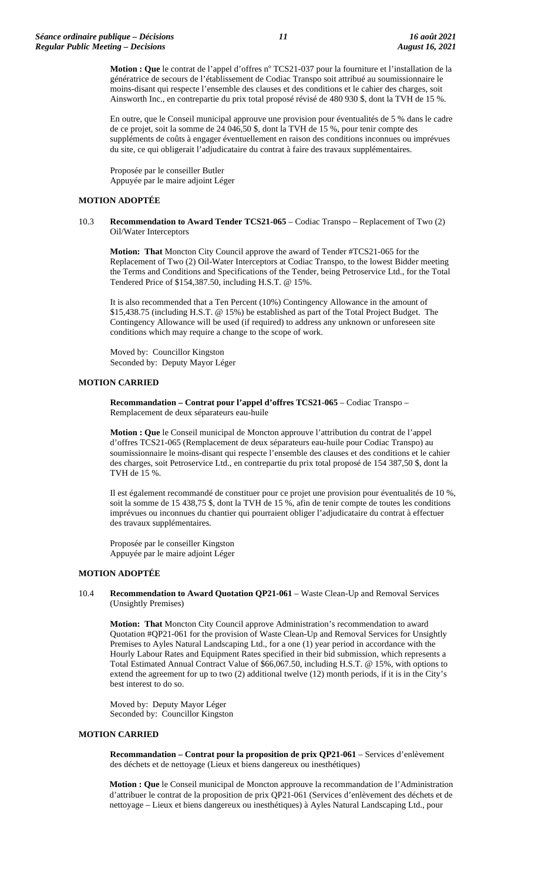**Motion : Que** le contrat de l'appel d'offres nº TCS21-037 pour la fourniture et l'installation de la génératrice de secours de l'établissement de Codiac Transpo soit attribué au soumissionnaire le moins-disant qui respecte l'ensemble des clauses et des conditions et le cahier des charges, soit Ainsworth Inc., en contrepartie du prix total proposé révisé de 480 930 $, dont la TVH de 15 %.

En outre, que le Conseil municipal approuve une provision pour éventualités de 5 % dans le cadre de ce projet, soit la somme de 24 046,50 $, dont la TVH de 15 %, pour tenir compte des suppléments de coûts à engager éventuellement en raison des conditions inconnues ou imprévues du site, ce qui obligerait l'adjudicataire du contrat à faire des travaux supplémentaires.

Proposée par le conseiller Butler
Appuyée par le maire adjoint Léger

**MOTION ADOPTÉE**

10.3 **Recommendation to Award Tender TCS21-065** – Codiac Transpo – Replacement of Two (2) Oil/Water Interceptors

**Motion: That** Moncton City Council approve the award of Tender #TCS21-065 for the Replacement of Two (2) Oil-Water Interceptors at Codiac Transpo, to the lowest Bidder meeting the Terms and Conditions and Specifications of the Tender, being Petroservice Ltd., for the Total Tendered Price of $154,387.50, including H.S.T. @ 15%.

It is also recommended that a Ten Percent (10%) Contingency Allowance in the amount of $15,438.75 (including H.S.T. @ 15%) be established as part of the Total Project Budget. The Contingency Allowance will be used (if required) to address any unknown or unforeseen site conditions which may require a change to the scope of work.

Moved by: Councillor Kingston
Seconded by: Deputy Mayor Léger

**MOTION CARRIED**

**Recommandation – Contrat pour l'appel d'offres TCS21-065** – Codiac Transpo – Remplacement de deux séparateurs eau-huile

**Motion : Que** le Conseil municipal de Moncton approuve l'attribution du contrat de l'appel d'offres TCS21-065 (Remplacement de deux séparateurs eau-huile pour Codiac Transpo) au soumissionnaire le moins-disant qui respecte l'ensemble des clauses et des conditions et le cahier des charges, soit Petroservice Ltd., en contrepartie du prix total proposé de 154 387,50 $, dont la TVH de 15 %.

Il est également recommandé de constituer pour ce projet une provision pour éventualités de 10 %, soit la somme de 15 438,75 $, dont la TVH de 15 %, afin de tenir compte de toutes les conditions imprévues ou inconnues du chantier qui pourraient obliger l'adjudicataire du contrat à effectuer des travaux supplémentaires.

Proposée par le conseiller Kingston
Appuyée par le maire adjoint Léger

**MOTION ADOPTÉE**

10.4 **Recommendation to Award Quotation QP21-061** – Waste Clean-Up and Removal Services (Unsightly Premises)

**Motion: That** Moncton City Council approve Administration's recommendation to award Quotation #QP21-061 for the provision of Waste Clean-Up and Removal Services for Unsightly Premises to Ayles Natural Landscaping Ltd., for a one (1) year period in accordance with the Hourly Labour Rates and Equipment Rates specified in their bid submission, which represents a Total Estimated Annual Contract Value of $66,067.50, including H.S.T. @ 15%, with options to extend the agreement for up to two (2) additional twelve (12) month periods, if it is in the City's best interest to do so.

Moved by: Deputy Mayor Léger
Seconded by: Councillor Kingston

**MOTION CARRIED**

**Recommandation – Contrat pour la proposition de prix QP21-061** – Services d'enlèvement des déchets et de nettoyage (Lieux et biens dangereux ou inesthétiques)

**Motion : Que** le Conseil municipal de Moncton approuve la recommandation de l'Administration d'attribuer le contrat de la proposition de prix QP21-061 (Services d'enlèvement des déchets et de nettoyage – Lieux et biens dangereux ou inesthétiques) à Ayles Natural Landscaping Ltd., pour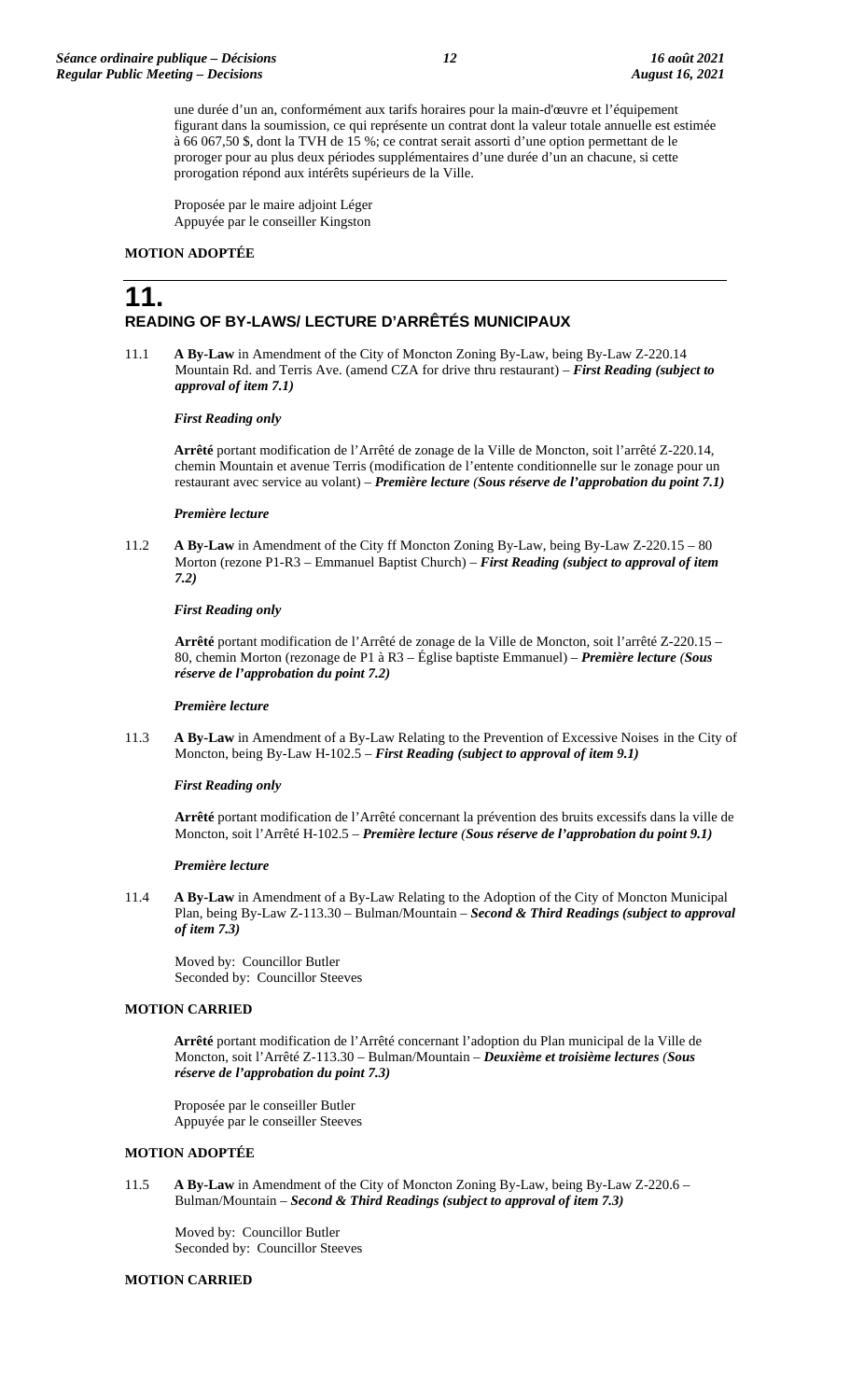une durée d'un an, conformément aux tarifs horaires pour la main-d'œuvre et l'équipement figurant dans la soumission, ce qui représente un contrat dont la valeur totale annuelle est estimée à 66 067,50 $, dont la TVH de 15 %; ce contrat serait assorti d'une option permettant de le proroger pour au plus deux périodes supplémentaires d'une durée d'un an chacune, si cette prorogation répond aux intérêts supérieurs de la Ville.

Proposée par le maire adjoint Léger
Appuyée par le conseiller Kingston

**MOTION ADOPTÉE**

# 11.
## READING OF BY-LAWS/ LECTURE D'ARRÊTÉS MUNICIPAUX

11.1 **A By-Law** in Amendment of the City of Moncton Zoning By-Law, being By-Law Z-220.14 Mountain Rd. and Terris Ave. (amend CZA for drive thru restaurant) – ***First Reading (subject to approval of item 7.1)***

***First Reading only***

**Arrêté** portant modification de l'Arrêté de zonage de la Ville de Moncton, soit l'arrêté Z-220.14, chemin Mountain et avenue Terris (modification de l'entente conditionnelle sur le zonage pour un restaurant avec service au volant) – ***Première lecture (Sous réserve de l'approbation du point 7.1)***

***Première lecture***

11.2 **A By-Law** in Amendment of the City ff Moncton Zoning By-Law, being By-Law Z-220.15 – 80 Morton (rezone P1-R3 – Emmanuel Baptist Church) – ***First Reading (subject to approval of item 7.2)***

***First Reading only***

**Arrêté** portant modification de l'Arrêté de zonage de la Ville de Moncton, soit l'arrêté Z-220.15 – 80, chemin Morton (rezonage de P1 à R3 – Église baptiste Emmanuel) – ***Première lecture (Sous réserve de l'approbation du point 7.2)***

***Première lecture***

11.3 **A By-Law** in Amendment of a By-Law Relating to the Prevention of Excessive Noises in the City of Moncton, being By-Law H-102.5 – ***First Reading (subject to approval of item 9.1)***

***First Reading only***

**Arrêté** portant modification de l'Arrêté concernant la prévention des bruits excessifs dans la ville de Moncton, soit l'Arrêté H-102.5 – ***Première lecture (Sous réserve de l'approbation du point 9.1)***

***Première lecture***

11.4 **A By-Law** in Amendment of a By-Law Relating to the Adoption of the City of Moncton Municipal Plan, being By-Law Z-113.30 – Bulman/Mountain – ***Second & Third Readings (subject to approval of item 7.3)***

Moved by: Councillor Butler
Seconded by: Councillor Steeves

**MOTION CARRIED**

**Arrêté** portant modification de l'Arrêté concernant l'adoption du Plan municipal de la Ville de Moncton, soit l'Arrêté Z-113.30 – Bulman/Mountain – ***Deuxième et troisième lectures (Sous réserve de l'approbation du point 7.3)***

Proposée par le conseiller Butler
Appuyée par le conseiller Steeves

**MOTION ADOPTÉE**

11.5 **A By-Law** in Amendment of the City of Moncton Zoning By-Law, being By-Law Z-220.6 – Bulman/Mountain – ***Second & Third Readings (subject to approval of item 7.3)***

Moved by: Councillor Butler
Seconded by: Councillor Steeves

**MOTION CARRIED**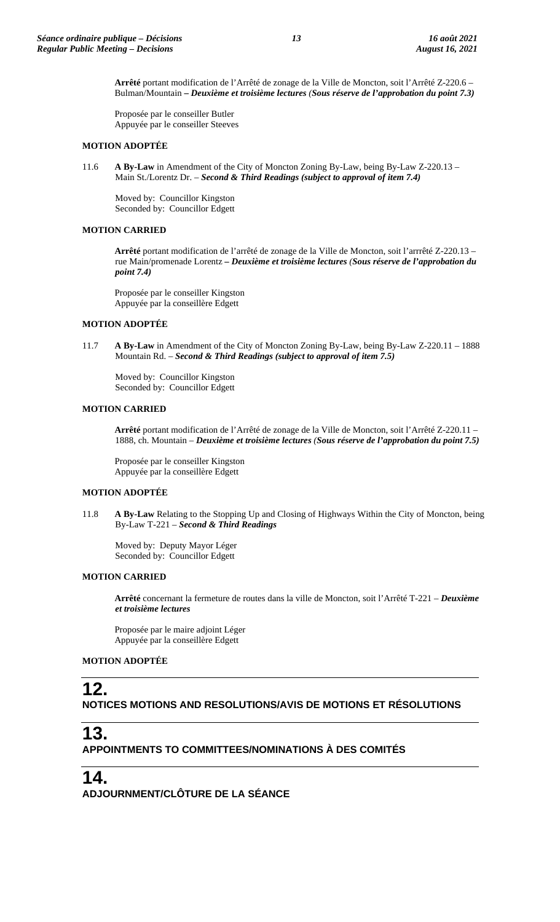**Arrêté** portant modification de l'Arrêté de zonage de la Ville de Moncton, soit l'Arrêté Z-220.6 – Bulman/Mountain **– *Deuxième et troisième lectures (Sous réserve de l'approbation du point 7.3)***

Proposée par le conseiller Butler
Appuyée par le conseiller Steeves

**MOTION ADOPTÉE**

11.6 **A By-Law** in Amendment of the City of Moncton Zoning By-Law, being By-Law Z-220.13 – Main St./Lorentz Dr. – ***Second & Third Readings (subject to approval of item 7.4)***

Moved by: Councillor Kingston
Seconded by: Councillor Edgett

**MOTION CARRIED**

**Arrêté** portant modification de l'arrêté de zonage de la Ville de Moncton, soit l'arrrêté Z-220.13 – rue Main/promenade Lorentz **– *Deuxième et troisième lectures (Sous réserve de l'approbation du point 7.4)***

Proposée par le conseiller Kingston
Appuyée par la conseillère Edgett

**MOTION ADOPTÉE**

11.7 **A By-Law** in Amendment of the City of Moncton Zoning By-Law, being By-Law Z-220.11 – 1888 Mountain Rd. – ***Second & Third Readings (subject to approval of item 7.5)***

Moved by: Councillor Kingston
Seconded by: Councillor Edgett

**MOTION CARRIED**

**Arrêté** portant modification de l'Arrêté de zonage de la Ville de Moncton, soit l'Arrêté Z-220.11 – 1888, ch. Mountain – ***Deuxième et troisième lectures (Sous réserve de l'approbation du point 7.5)***

Proposée par le conseiller Kingston
Appuyée par la conseillère Edgett

**MOTION ADOPTÉE**

11.8 **A By-Law** Relating to the Stopping Up and Closing of Highways Within the City of Moncton, being By-Law T-221 – ***Second & Third Readings***

Moved by: Deputy Mayor Léger
Seconded by: Councillor Edgett

**MOTION CARRIED**

**Arrêté** concernant la fermeture de routes dans la ville de Moncton, soit l'Arrêté T-221 – ***Deuxième et troisième lectures***

Proposée par le maire adjoint Léger
Appuyée par la conseillère Edgett

**MOTION ADOPTÉE**

## 12.
**NOTICES MOTIONS AND RESOLUTIONS/AVIS DE MOTIONS ET RÉSOLUTIONS**

## 13.
**APPOINTMENTS TO COMMITTEES/NOMINATIONS À DES COMITÉS**

## 14.
**ADJOURNMENT/CLÔTURE DE LA SÉANCE**